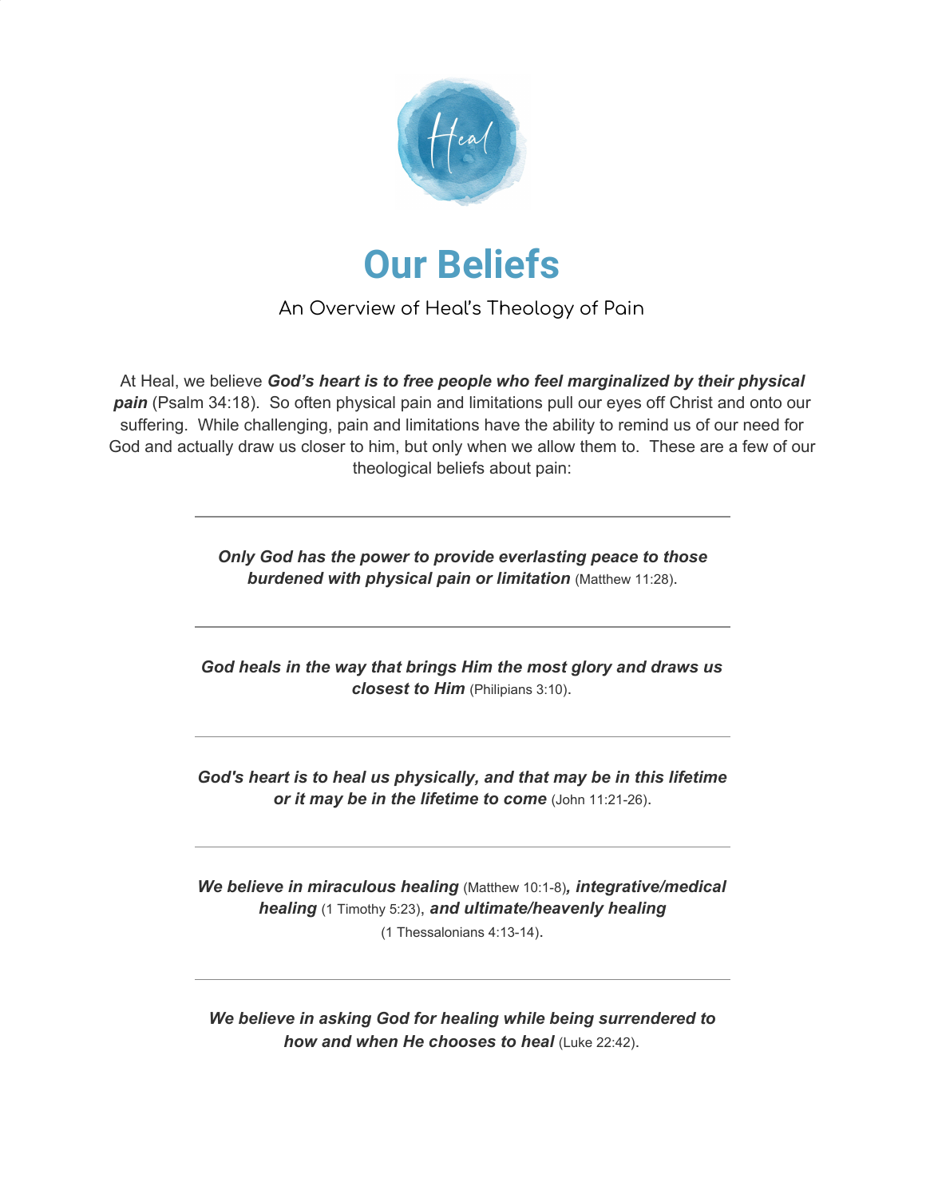Heal

# Our Beliefs

An Overview of Heal's Theology of Pain

At Heal, we believe ***God's heart is to free people who feel marginalized by their physical pain*** (Psalm 34:18). So often physical pain and limitations pull our eyes off Christ and onto our suffering. While challenging, pain and limitations have the ability to remind us of our need for God and actually draw us closer to him, but only when we allow them to. These are a few of our theological beliefs about pain:

---

***Only God has the power to provide everlasting peace to those burdened with physical pain or limitation*** (Matthew 11:28).

---

***God heals in the way that brings Him the most glory and draws us closest to Him*** (Philipians 3:10).

---

***God's heart is to heal us physically, and that may be in this lifetime or it may be in the lifetime to come*** (John 11:21-26).

---

***We believe in miraculous healing*** (Matthew 10:1-8)***, integrative/medical healing*** (1 Timothy 5:23), ***and ultimate/heavenly healing*** (1 Thessalonians 4:13-14).

---

***We believe in asking God for healing while being surrendered to how and when He chooses to heal*** (Luke 22:42).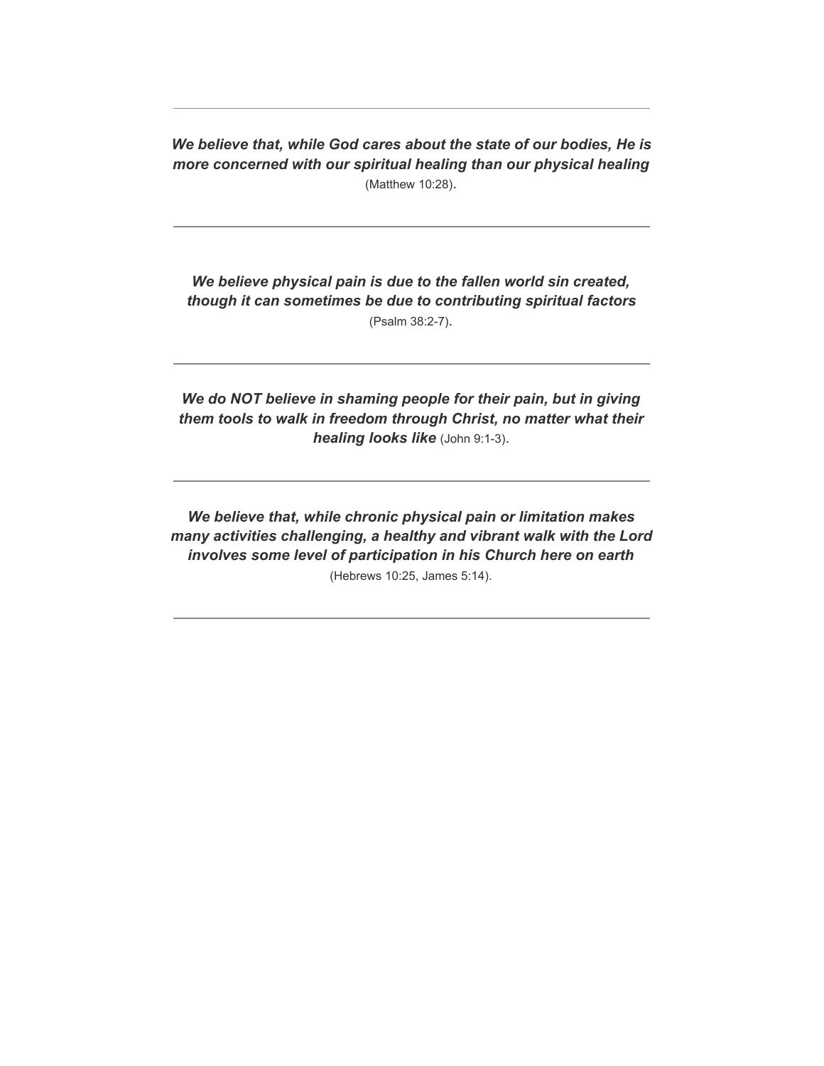---

***We believe that, while God cares about the state of our bodies, He is more concerned with our spiritual healing than our physical healing*** (Matthew 10:28).

---

***We believe physical pain is due to the fallen world sin created, though it can sometimes be due to contributing spiritual factors*** (Psalm 38:2-7).

---

***We do NOT believe in shaming people for their pain, but in giving them tools to walk in freedom through Christ, no matter what their healing looks like*** (John 9:1-3).

---

***We believe that, while chronic physical pain or limitation makes many activities challenging, a healthy and vibrant walk with the Lord involves some level of participation in his Church here on earth*** (Hebrews 10:25, James 5:14).

---